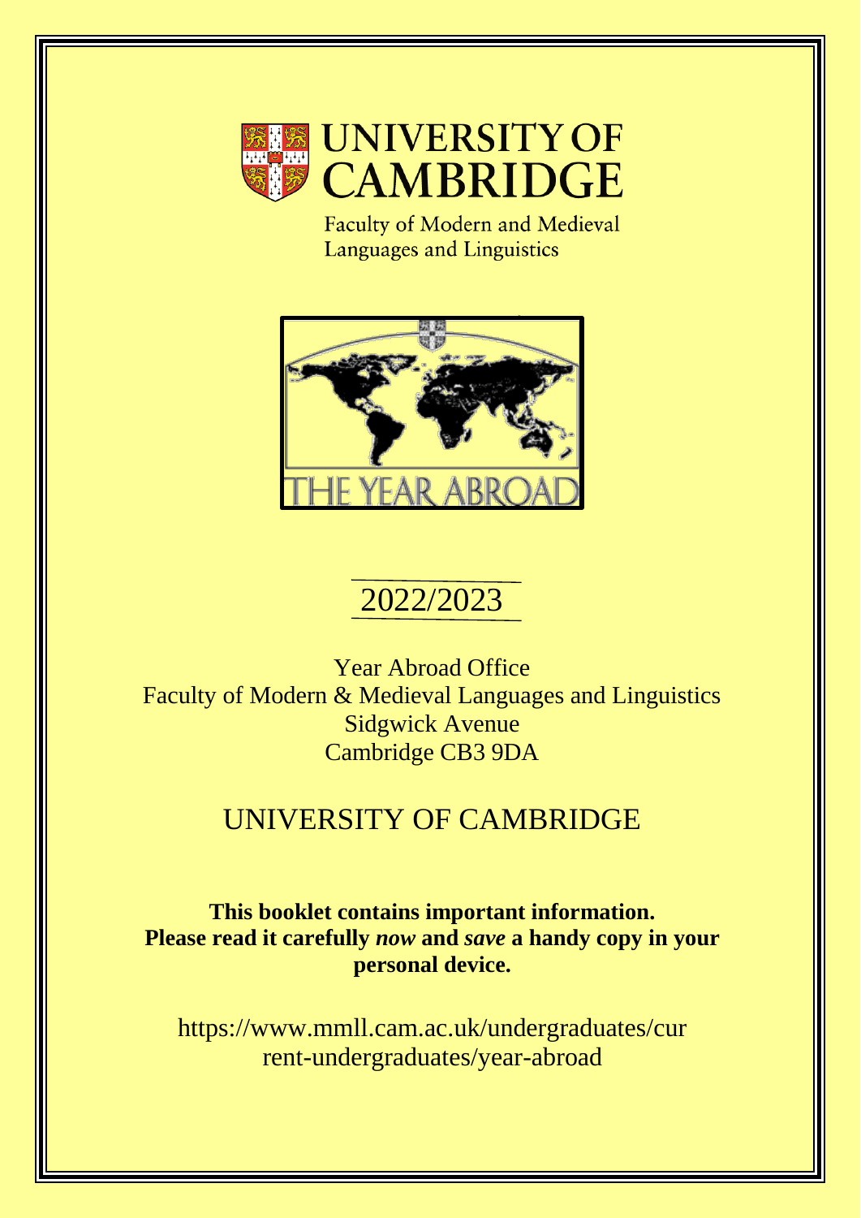# UNIVERSITY OF CAMBRIDGE

Faculty of Modern and Medieval Languages and Linguistics

THE YEAR ABROAD

## 2022/2023

Year Abroad Office
Faculty of Modern & Medieval Languages and Linguistics
Sidgwick Avenue
Cambridge CB3 9DA

## UNIVERSITY OF CAMBRIDGE

**This booklet contains important information. Please read it carefully *now* and *save* a handy copy in your personal device.**

https://www.mmll.cam.ac.uk/undergraduates/current-undergraduates/year-abroad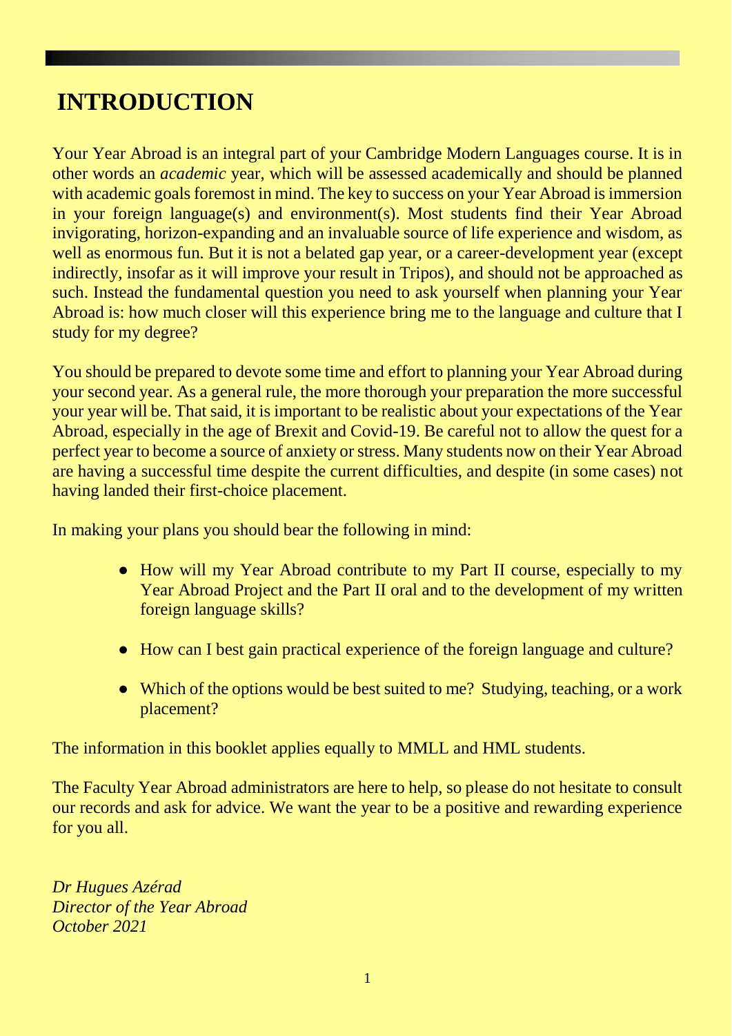# INTRODUCTION

Your Year Abroad is an integral part of your Cambridge Modern Languages course. It is in other words an *academic* year, which will be assessed academically and should be planned with academic goals foremost in mind. The key to success on your Year Abroad is immersion in your foreign language(s) and environment(s). Most students find their Year Abroad invigorating, horizon-expanding and an invaluable source of life experience and wisdom, as well as enormous fun. But it is not a belated gap year, or a career-development year (except indirectly, insofar as it will improve your result in Tripos), and should not be approached as such. Instead the fundamental question you need to ask yourself when planning your Year Abroad is: how much closer will this experience bring me to the language and culture that I study for my degree?

You should be prepared to devote some time and effort to planning your Year Abroad during your second year. As a general rule, the more thorough your preparation the more successful your year will be. That said, it is important to be realistic about your expectations of the Year Abroad, especially in the age of Brexit and Covid-19. Be careful not to allow the quest for a perfect year to become a source of anxiety or stress. Many students now on their Year Abroad are having a successful time despite the current difficulties, and despite (in some cases) not having landed their first-choice placement.

In making your plans you should bear the following in mind:

- How will my Year Abroad contribute to my Part II course, especially to my Year Abroad Project and the Part II oral and to the development of my written foreign language skills?
- How can I best gain practical experience of the foreign language and culture?
- Which of the options would be best suited to me? Studying, teaching, or a work placement?

The information in this booklet applies equally to MMLL and HML students.

The Faculty Year Abroad administrators are here to help, so please do not hesitate to consult our records and ask for advice. We want the year to be a positive and rewarding experience for you all.

*Dr Hugues Azérad*
*Director of the Year Abroad*
*October 2021*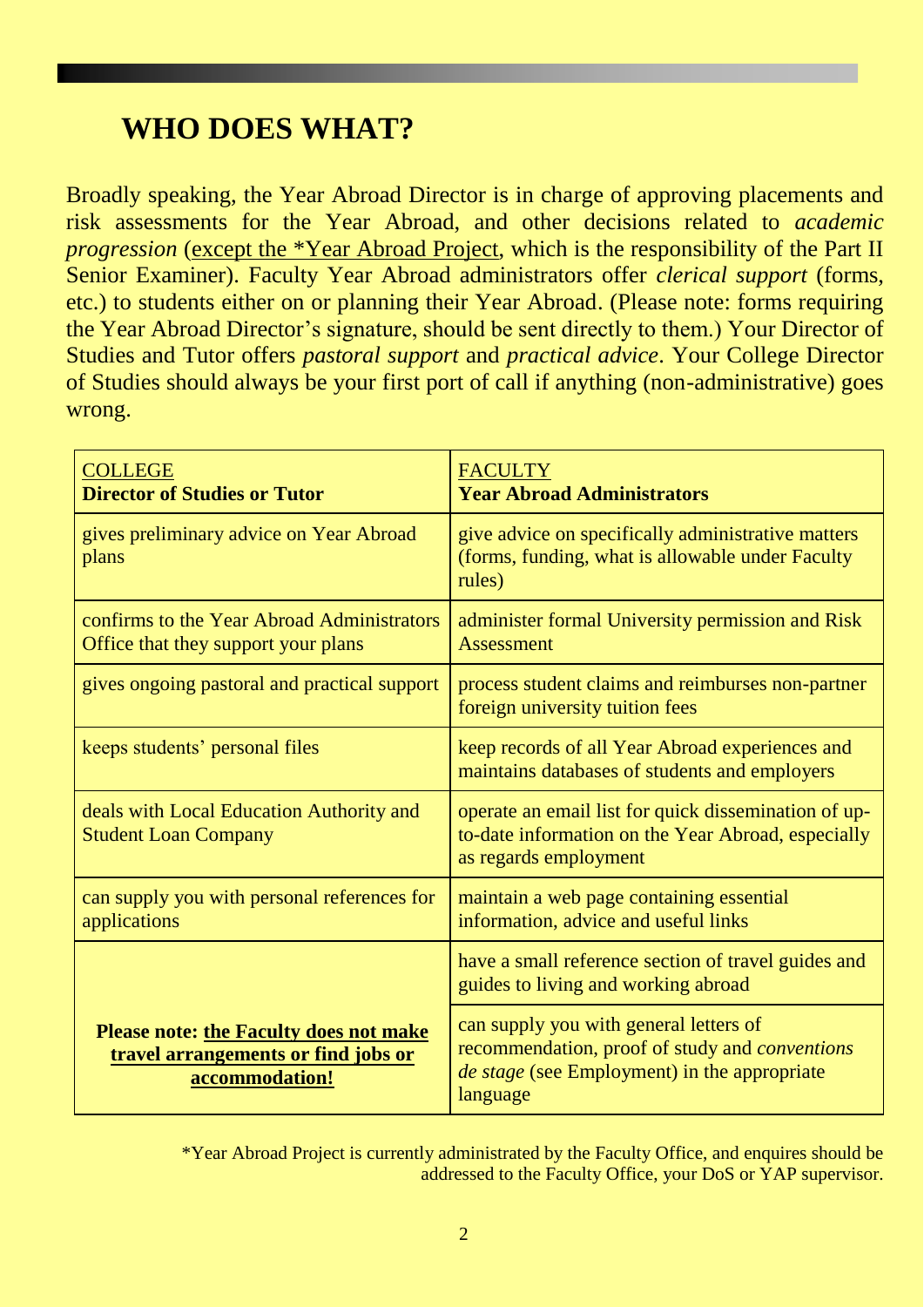## WHO DOES WHAT?

Broadly speaking, the Year Abroad Director is in charge of approving placements and risk assessments for the Year Abroad, and other decisions related to *academic progression* (except the *Year Abroad Project, which is the responsibility of the Part II Senior Examiner). Faculty Year Abroad administrators offer *clerical support* (forms, etc.) to students either on or planning their Year Abroad. (Please note: forms requiring the Year Abroad Director's signature, should be sent directly to them.) Your Director of Studies and Tutor offers *pastoral support* and *practical advice*. Your College Director of Studies should always be your first port of call if anything (non-administrative) goes wrong.

| COLLEGE<br>**Director of Studies or Tutor** | FACULTY<br>**Year Abroad Administrators** |
|---|---|
| gives preliminary advice on Year Abroad plans | give advice on specifically administrative matters (forms, funding, what is allowable under Faculty rules) |
| confirms to the Year Abroad Administrators Office that they support your plans | administer formal University permission and Risk Assessment |
| gives ongoing pastoral and practical support | process student claims and reimburses non-partner foreign university tuition fees |
| keeps students' personal files | keep records of all Year Abroad experiences and maintains databases of students and employers |
| deals with Local Education Authority and Student Loan Company | operate an email list for quick dissemination of up-to-date information on the Year Abroad, especially as regards employment |
| can supply you with personal references for applications | maintain a web page containing essential information, advice and useful links |
| **Please note: the Faculty does not make travel arrangements or find jobs or accommodation!** | have a small reference section of travel guides and guides to living and working abroad |
| | can supply you with general letters of recommendation, proof of study and *conventions de stage* (see Employment) in the appropriate language |

*Year Abroad Project is currently administrated by the Faculty Office, and enquires should be addressed to the Faculty Office, your DoS or YAP supervisor.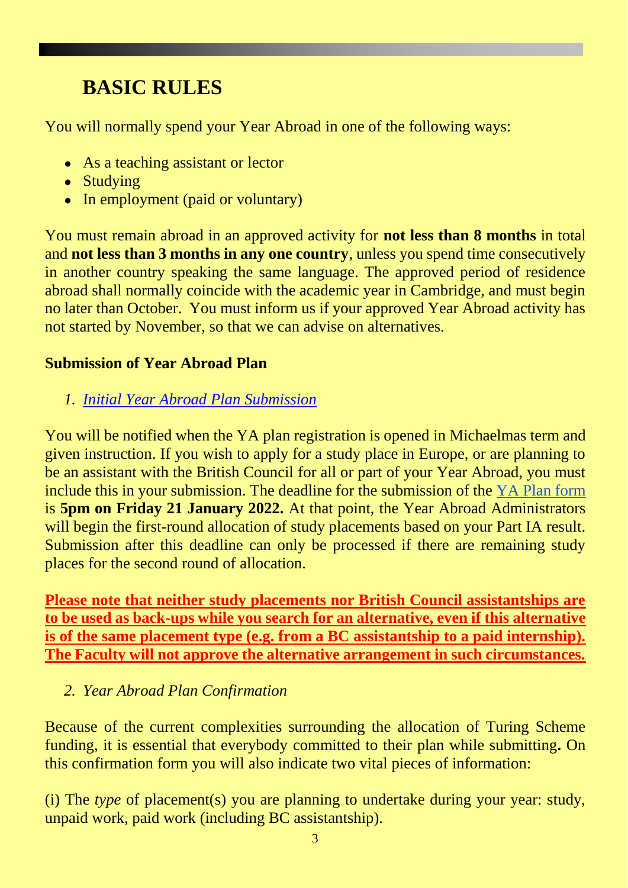# BASIC RULES

You will normally spend your Year Abroad in one of the following ways:

- As a teaching assistant or lector
- Studying
- In employment (paid or voluntary)

You must remain abroad in an approved activity for **not less than 8 months** in total and **not less than 3 months in any one country**, unless you spend time consecutively in another country speaking the same language. The approved period of residence abroad shall normally coincide with the academic year in Cambridge, and must begin no later than October. You must inform us if your approved Year Abroad activity has not started by November, so that we can advise on alternatives.

**Submission of Year Abroad Plan**

1. *Initial Year Abroad Plan Submission*

You will be notified when the YA plan registration is opened in Michaelmas term and given instruction. If you wish to apply for a study place in Europe, or are planning to be an assistant with the British Council for all or part of your Year Abroad, you must include this in your submission. The deadline for the submission of the YA Plan form is **5pm on Friday 21 January 2022.** At that point, the Year Abroad Administrators will begin the first-round allocation of study placements based on your Part IA result. Submission after this deadline can only be processed if there are remaining study places for the second round of allocation.

**Please note that neither study placements nor British Council assistantships are to be used as back-ups while you search for an alternative, even if this alternative is of the same placement type (e.g. from a BC assistantship to a paid internship). The Faculty will not approve the alternative arrangement in such circumstances.**

2. *Year Abroad Plan Confirmation*

Because of the current complexities surrounding the allocation of Turing Scheme funding, it is essential that everybody committed to their plan while submitting**.** On this confirmation form you will also indicate two vital pieces of information:

(i) The *type* of placement(s) you are planning to undertake during your year: study, unpaid work, paid work (including BC assistantship).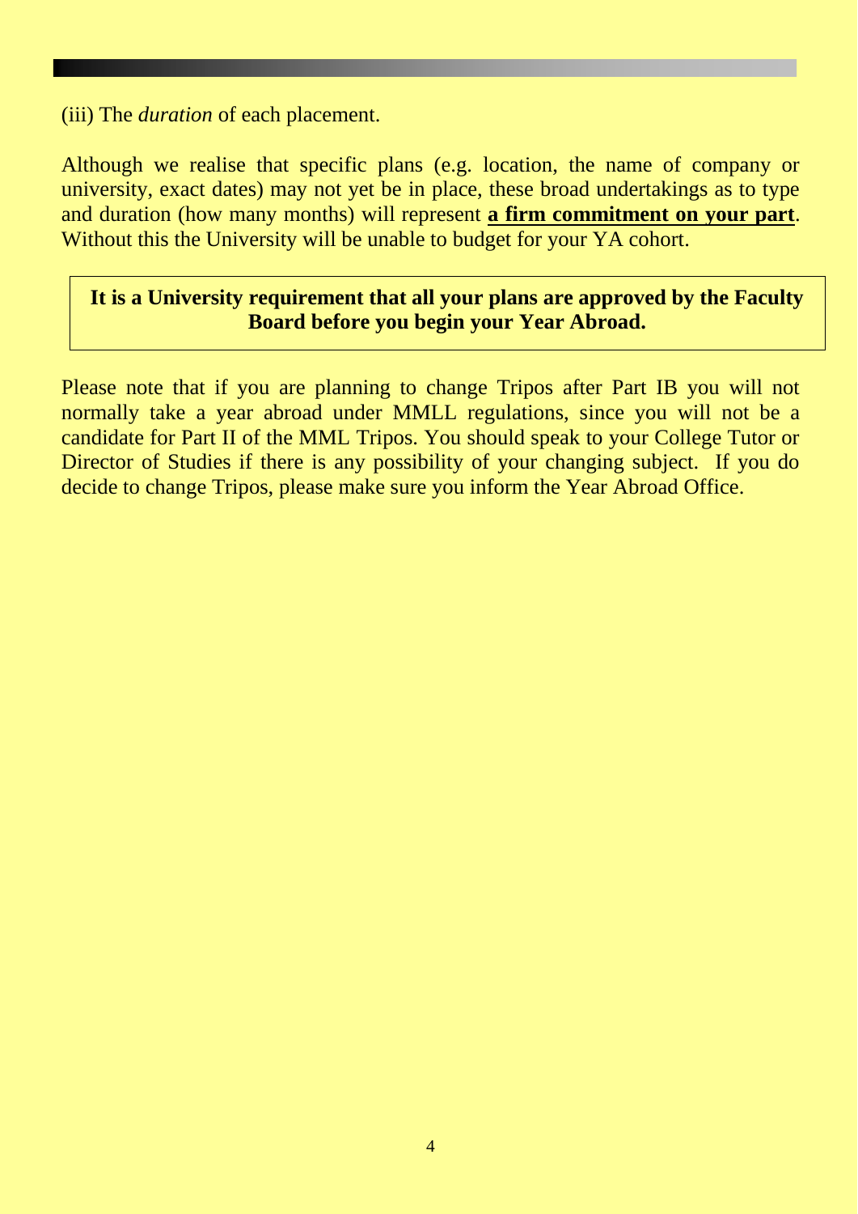(iii) The *duration* of each placement.

Although we realise that specific plans (e.g. location, the name of company or university, exact dates) may not yet be in place, these broad undertakings as to type and duration (how many months) will represent **a firm commitment on your part**. Without this the University will be unable to budget for your YA cohort.

> **It is a University requirement that all your plans are approved by the Faculty Board before you begin your Year Abroad.**

Please note that if you are planning to change Tripos after Part IB you will not normally take a year abroad under MMLL regulations, since you will not be a candidate for Part II of the MML Tripos. You should speak to your College Tutor or Director of Studies if there is any possibility of your changing subject. If you do decide to change Tripos, please make sure you inform the Year Abroad Office.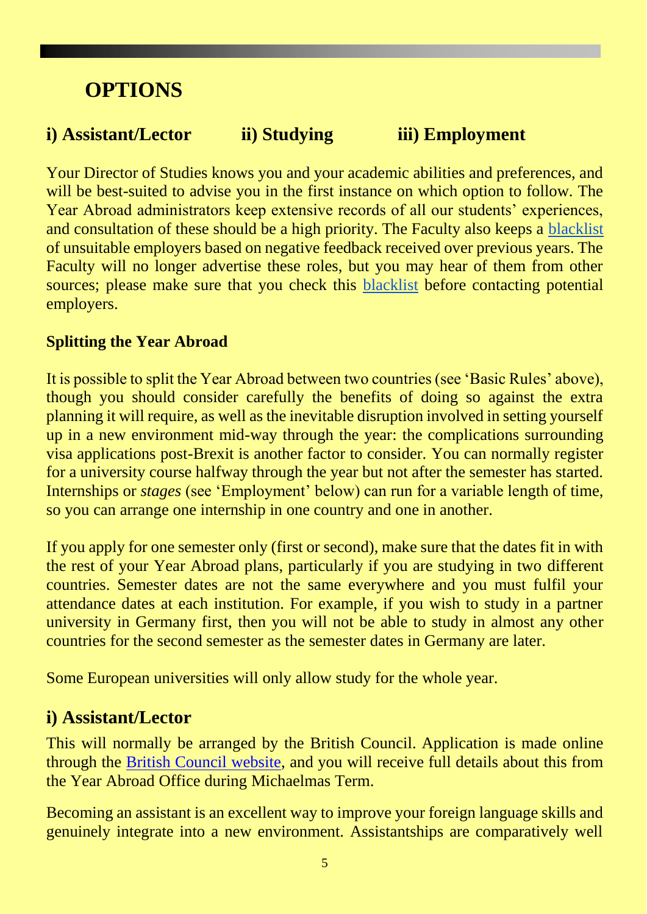## OPTIONS

### i) Assistant/Lector ii) Studying iii) Employment

Your Director of Studies knows you and your academic abilities and preferences, and will be best-suited to advise you in the first instance on which option to follow. The Year Abroad administrators keep extensive records of all our students' experiences, and consultation of these should be a high priority. The Faculty also keeps a blacklist of unsuitable employers based on negative feedback received over previous years. The Faculty will no longer advertise these roles, but you may hear of them from other sources; please make sure that you check this blacklist before contacting potential employers.

**Splitting the Year Abroad**

It is possible to split the Year Abroad between two countries (see 'Basic Rules' above), though you should consider carefully the benefits of doing so against the extra planning it will require, as well as the inevitable disruption involved in setting yourself up in a new environment mid-way through the year: the complications surrounding visa applications post-Brexit is another factor to consider. You can normally register for a university course halfway through the year but not after the semester has started. Internships or *stages* (see 'Employment' below) can run for a variable length of time, so you can arrange one internship in one country and one in another.

If you apply for one semester only (first or second), make sure that the dates fit in with the rest of your Year Abroad plans, particularly if you are studying in two different countries. Semester dates are not the same everywhere and you must fulfil your attendance dates at each institution. For example, if you wish to study in a partner university in Germany first, then you will not be able to study in almost any other countries for the second semester as the semester dates in Germany are later.

Some European universities will only allow study for the whole year.

### i) Assistant/Lector

This will normally be arranged by the British Council. Application is made online through the British Council website, and you will receive full details about this from the Year Abroad Office during Michaelmas Term.

Becoming an assistant is an excellent way to improve your foreign language skills and genuinely integrate into a new environment. Assistantships are comparatively well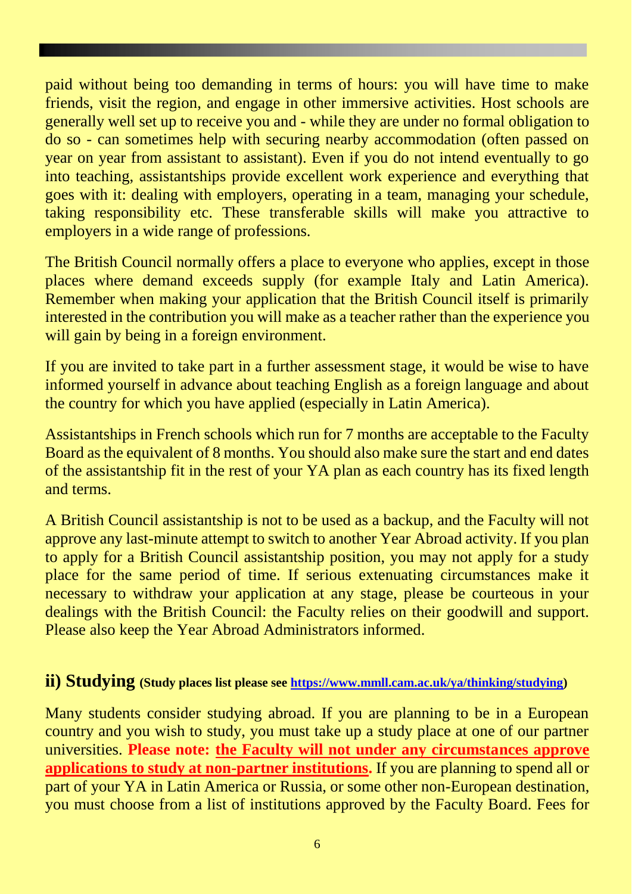paid without being too demanding in terms of hours: you will have time to make friends, visit the region, and engage in other immersive activities. Host schools are generally well set up to receive you and - while they are under no formal obligation to do so - can sometimes help with securing nearby accommodation (often passed on year on year from assistant to assistant). Even if you do not intend eventually to go into teaching, assistantships provide excellent work experience and everything that goes with it: dealing with employers, operating in a team, managing your schedule, taking responsibility etc. These transferable skills will make you attractive to employers in a wide range of professions.

The British Council normally offers a place to everyone who applies, except in those places where demand exceeds supply (for example Italy and Latin America). Remember when making your application that the British Council itself is primarily interested in the contribution you will make as a teacher rather than the experience you will gain by being in a foreign environment.

If you are invited to take part in a further assessment stage, it would be wise to have informed yourself in advance about teaching English as a foreign language and about the country for which you have applied (especially in Latin America).

Assistantships in French schools which run for 7 months are acceptable to the Faculty Board as the equivalent of 8 months. You should also make sure the start and end dates of the assistantship fit in the rest of your YA plan as each country has its fixed length and terms.

A British Council assistantship is not to be used as a backup, and the Faculty will not approve any last-minute attempt to switch to another Year Abroad activity. If you plan to apply for a British Council assistantship position, you may not apply for a study place for the same period of time. If serious extenuating circumstances make it necessary to withdraw your application at any stage, please be courteous in your dealings with the British Council: the Faculty relies on their goodwill and support. Please also keep the Year Abroad Administrators informed.

## ii) Studying (Study places list please see https://www.mmll.cam.ac.uk/ya/thinking/studying)

Many students consider studying abroad. If you are planning to be in a European country and you wish to study, you must take up a study place at one of our partner universities. **Please note: the Faculty will not under any circumstances approve applications to study at non-partner institutions.** If you are planning to spend all or part of your YA in Latin America or Russia, or some other non-European destination, you must choose from a list of institutions approved by the Faculty Board. Fees for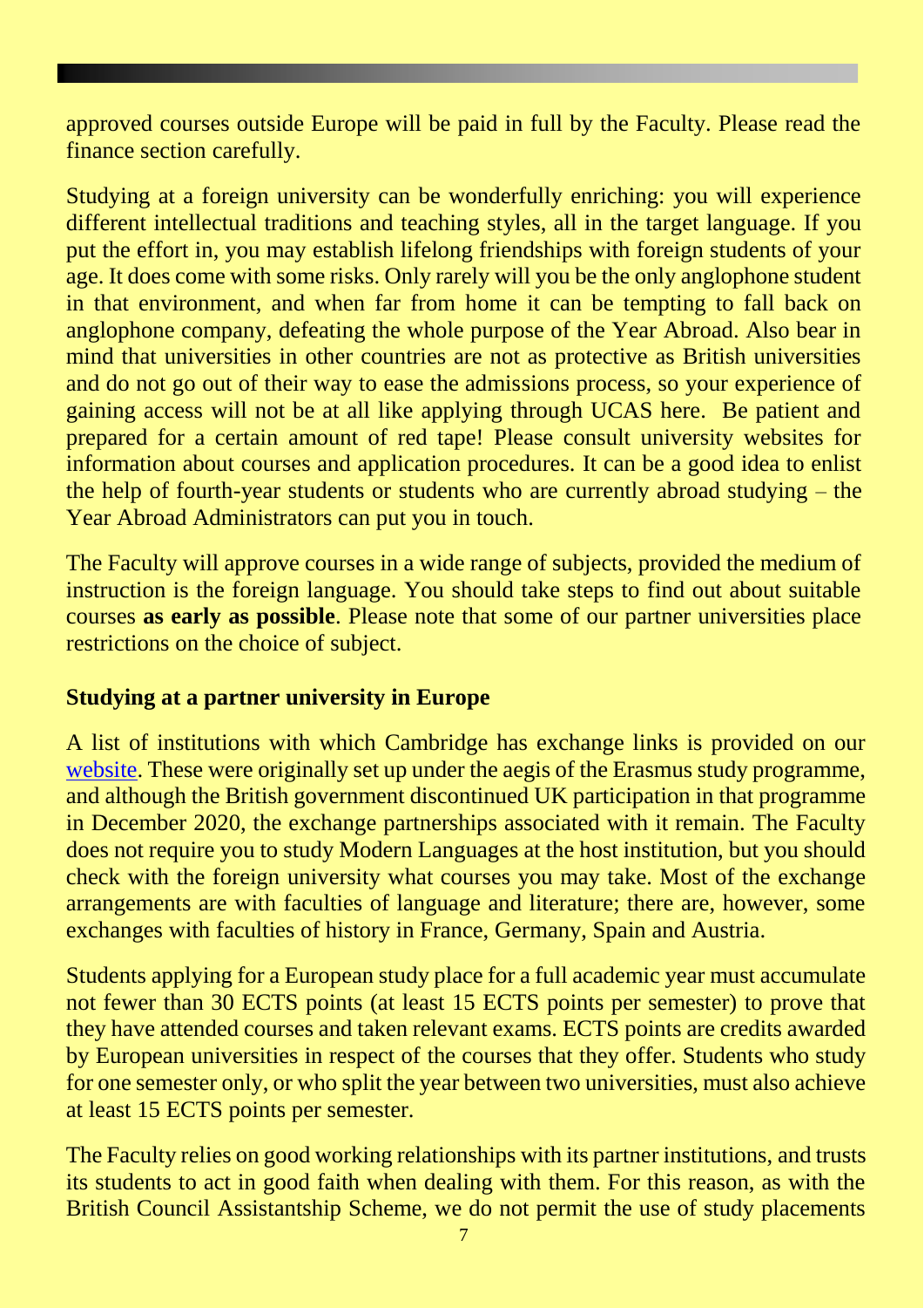approved courses outside Europe will be paid in full by the Faculty. Please read the finance section carefully.

Studying at a foreign university can be wonderfully enriching: you will experience different intellectual traditions and teaching styles, all in the target language. If you put the effort in, you may establish lifelong friendships with foreign students of your age. It does come with some risks. Only rarely will you be the only anglophone student in that environment, and when far from home it can be tempting to fall back on anglophone company, defeating the whole purpose of the Year Abroad. Also bear in mind that universities in other countries are not as protective as British universities and do not go out of their way to ease the admissions process, so your experience of gaining access will not be at all like applying through UCAS here. Be patient and prepared for a certain amount of red tape! Please consult university websites for information about courses and application procedures. It can be a good idea to enlist the help of fourth-year students or students who are currently abroad studying – the Year Abroad Administrators can put you in touch.

The Faculty will approve courses in a wide range of subjects, provided the medium of instruction is the foreign language. You should take steps to find out about suitable courses **as early as possible**. Please note that some of our partner universities place restrictions on the choice of subject.

**Studying at a partner university in Europe**

A list of institutions with which Cambridge has exchange links is provided on our website. These were originally set up under the aegis of the Erasmus study programme, and although the British government discontinued UK participation in that programme in December 2020, the exchange partnerships associated with it remain. The Faculty does not require you to study Modern Languages at the host institution, but you should check with the foreign university what courses you may take. Most of the exchange arrangements are with faculties of language and literature; there are, however, some exchanges with faculties of history in France, Germany, Spain and Austria.

Students applying for a European study place for a full academic year must accumulate not fewer than 30 ECTS points (at least 15 ECTS points per semester) to prove that they have attended courses and taken relevant exams. ECTS points are credits awarded by European universities in respect of the courses that they offer. Students who study for one semester only, or who split the year between two universities, must also achieve at least 15 ECTS points per semester.

The Faculty relies on good working relationships with its partner institutions, and trusts its students to act in good faith when dealing with them. For this reason, as with the British Council Assistantship Scheme, we do not permit the use of study placements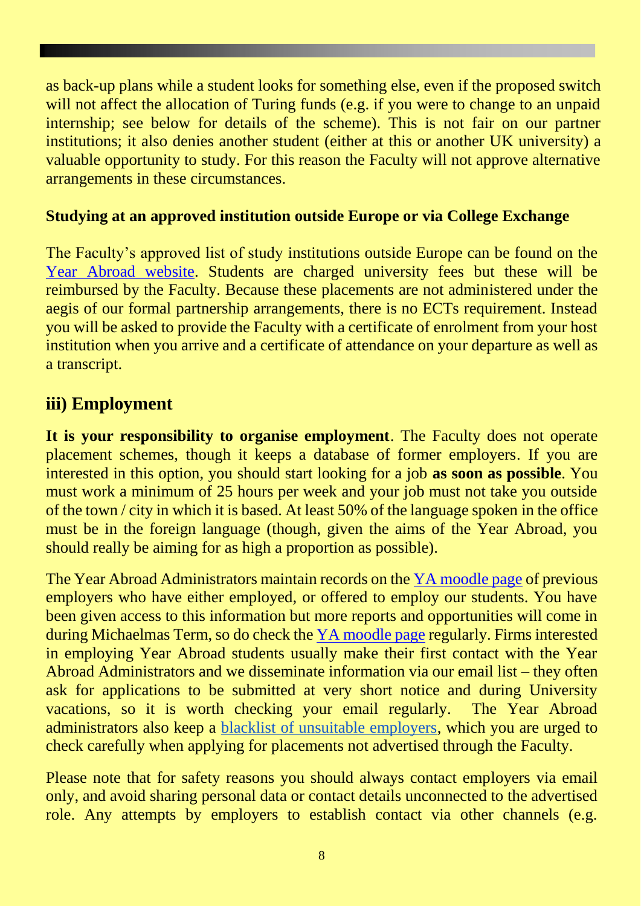as back-up plans while a student looks for something else, even if the proposed switch will not affect the allocation of Turing funds (e.g. if you were to change to an unpaid internship; see below for details of the scheme). This is not fair on our partner institutions; it also denies another student (either at this or another UK university) a valuable opportunity to study. For this reason the Faculty will not approve alternative arrangements in these circumstances.

**Studying at an approved institution outside Europe or via College Exchange**

The Faculty's approved list of study institutions outside Europe can be found on the Year Abroad website. Students are charged university fees but these will be reimbursed by the Faculty. Because these placements are not administered under the aegis of our formal partnership arrangements, there is no ECTs requirement. Instead you will be asked to provide the Faculty with a certificate of enrolment from your host institution when you arrive and a certificate of attendance on your departure as well as a transcript.

## iii) Employment

**It is your responsibility to organise employment**. The Faculty does not operate placement schemes, though it keeps a database of former employers. If you are interested in this option, you should start looking for a job **as soon as possible**. You must work a minimum of 25 hours per week and your job must not take you outside of the town / city in which it is based. At least 50% of the language spoken in the office must be in the foreign language (though, given the aims of the Year Abroad, you should really be aiming for as high a proportion as possible).

The Year Abroad Administrators maintain records on the YA moodle page of previous employers who have either employed, or offered to employ our students. You have been given access to this information but more reports and opportunities will come in during Michaelmas Term, so do check the YA moodle page regularly. Firms interested in employing Year Abroad students usually make their first contact with the Year Abroad Administrators and we disseminate information via our email list – they often ask for applications to be submitted at very short notice and during University vacations, so it is worth checking your email regularly. The Year Abroad administrators also keep a blacklist of unsuitable employers, which you are urged to check carefully when applying for placements not advertised through the Faculty.

Please note that for safety reasons you should always contact employers via email only, and avoid sharing personal data or contact details unconnected to the advertised role. Any attempts by employers to establish contact via other channels (e.g.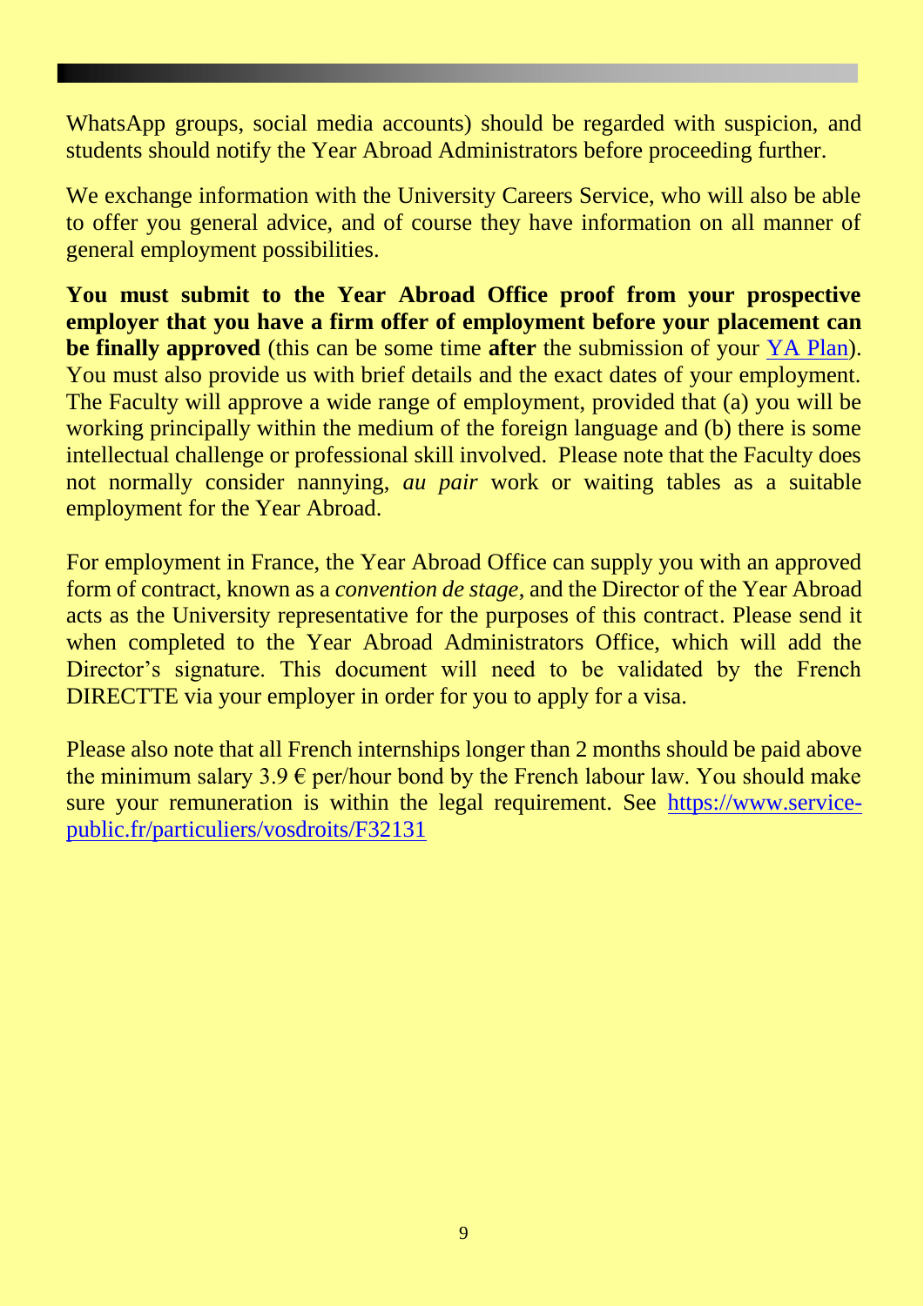WhatsApp groups, social media accounts) should be regarded with suspicion, and students should notify the Year Abroad Administrators before proceeding further.

We exchange information with the University Careers Service, who will also be able to offer you general advice, and of course they have information on all manner of general employment possibilities.

**You must submit to the Year Abroad Office proof from your prospective employer that you have a firm offer of employment before your placement can be finally approved** (this can be some time **after** the submission of your [YA Plan]). You must also provide us with brief details and the exact dates of your employment. The Faculty will approve a wide range of employment, provided that (a) you will be working principally within the medium of the foreign language and (b) there is some intellectual challenge or professional skill involved. Please note that the Faculty does not normally consider nannying, *au pair* work or waiting tables as a suitable employment for the Year Abroad.

For employment in France, the Year Abroad Office can supply you with an approved form of contract, known as a *convention de stage*, and the Director of the Year Abroad acts as the University representative for the purposes of this contract. Please send it when completed to the Year Abroad Administrators Office, which will add the Director's signature. This document will need to be validated by the French DIRECTTE via your employer in order for you to apply for a visa.

Please also note that all French internships longer than 2 months should be paid above the minimum salary 3.9 € per/hour bond by the French labour law. You should make sure your remuneration is within the legal requirement. See https://www.service-public.fr/particuliers/vosdroits/F32131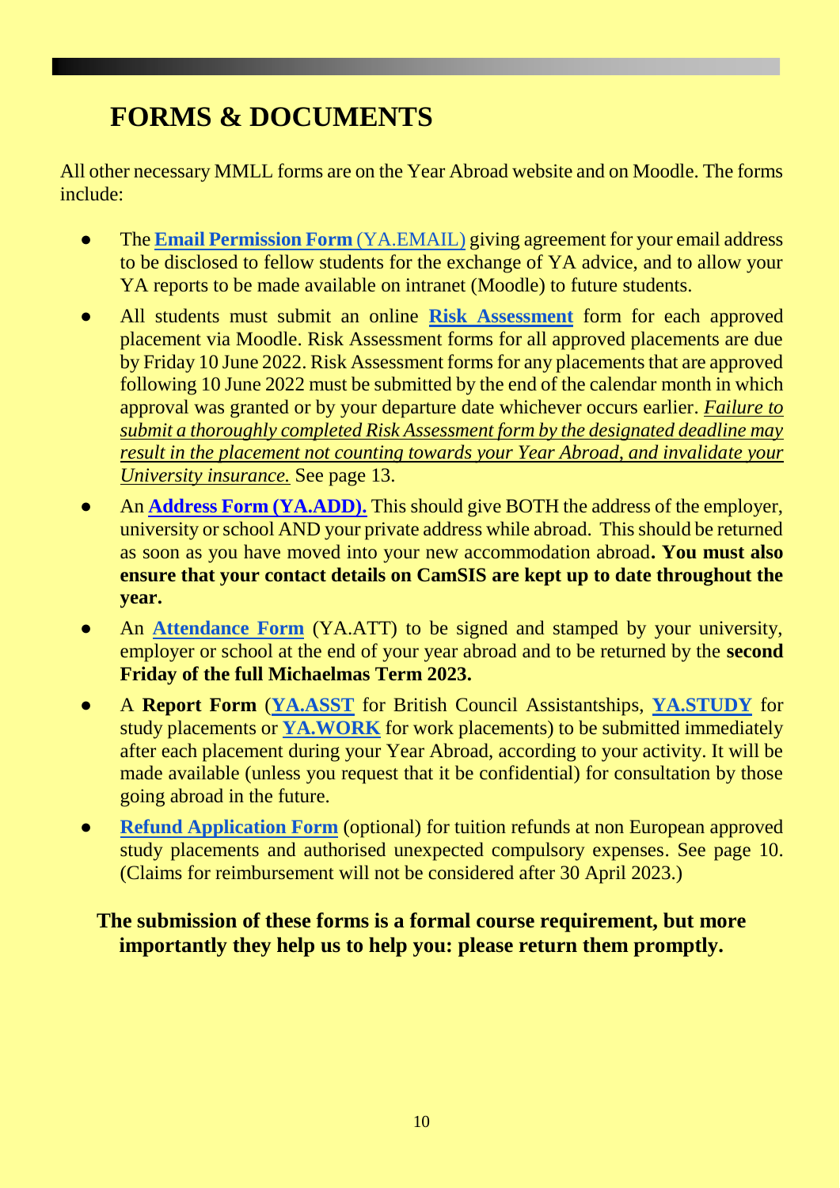# FORMS & DOCUMENTS

All other necessary MMLL forms are on the Year Abroad website and on Moodle. The forms include:

- The **Email Permission Form** (YA.EMAIL) giving agreement for your email address to be disclosed to fellow students for the exchange of YA advice, and to allow your YA reports to be made available on intranet (Moodle) to future students.
- All students must submit an online **Risk Assessment** form for each approved placement via Moodle. Risk Assessment forms for all approved placements are due by Friday 10 June 2022. Risk Assessment forms for any placements that are approved following 10 June 2022 must be submitted by the end of the calendar month in which approval was granted or by your departure date whichever occurs earlier. *Failure to submit a thoroughly completed Risk Assessment form by the designated deadline may result in the placement not counting towards your Year Abroad, and invalidate your University insurance.* See page 13.
- An **Address Form (YA.ADD).** This should give BOTH the address of the employer, university or school AND your private address while abroad. This should be returned as soon as you have moved into your new accommodation abroad**. You must also ensure that your contact details on CamSIS are kept up to date throughout the year.**
- An **Attendance Form** (YA.ATT) to be signed and stamped by your university, employer or school at the end of your year abroad and to be returned by the **second Friday of the full Michaelmas Term 2023.**
- A **Report Form** (**YA.ASST** for British Council Assistantships, **YA.STUDY** for study placements or **YA.WORK** for work placements) to be submitted immediately after each placement during your Year Abroad, according to your activity. It will be made available (unless you request that it be confidential) for consultation by those going abroad in the future.
- **Refund Application Form** (optional) for tuition refunds at non European approved study placements and authorised unexpected compulsory expenses. See page 10. (Claims for reimbursement will not be considered after 30 April 2023.)

**The submission of these forms is a formal course requirement, but more importantly they help us to help you: please return them promptly.**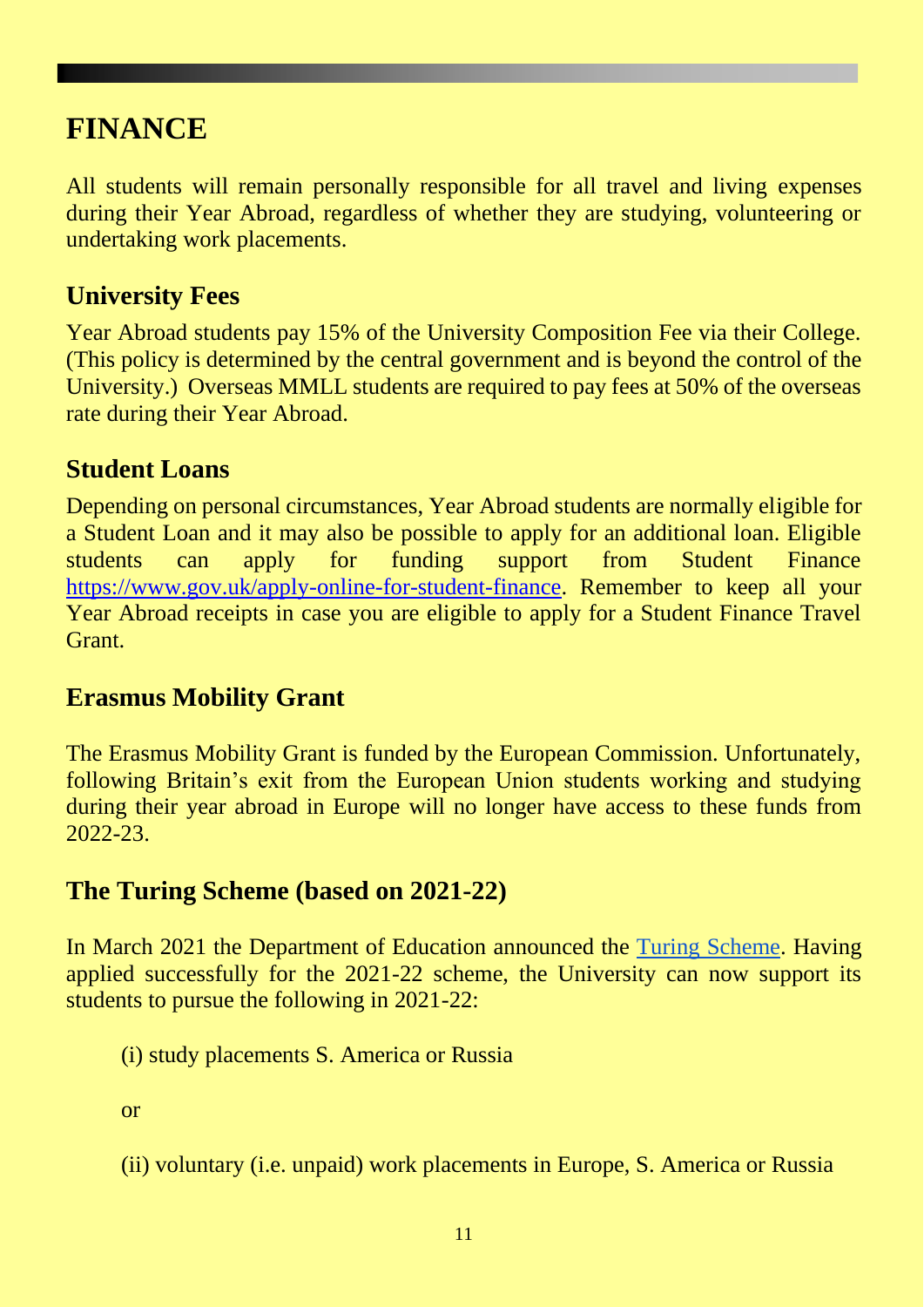# FINANCE

All students will remain personally responsible for all travel and living expenses during their Year Abroad, regardless of whether they are studying, volunteering or undertaking work placements.

## University Fees

Year Abroad students pay 15% of the University Composition Fee via their College. (This policy is determined by the central government and is beyond the control of the University.) Overseas MMLL students are required to pay fees at 50% of the overseas rate during their Year Abroad.

## Student Loans

Depending on personal circumstances, Year Abroad students are normally eligible for a Student Loan and it may also be possible to apply for an additional loan. Eligible students can apply for funding support from Student Finance https://www.gov.uk/apply-online-for-student-finance. Remember to keep all your Year Abroad receipts in case you are eligible to apply for a Student Finance Travel Grant.

## Erasmus Mobility Grant

The Erasmus Mobility Grant is funded by the European Commission. Unfortunately, following Britain's exit from the European Union students working and studying during their year abroad in Europe will no longer have access to these funds from 2022-23.

## The Turing Scheme (based on 2021-22)

In March 2021 the Department of Education announced the Turing Scheme. Having applied successfully for the 2021-22 scheme, the University can now support its students to pursue the following in 2021-22:

(i) study placements S. America or Russia

or

(ii) voluntary (i.e. unpaid) work placements in Europe, S. America or Russia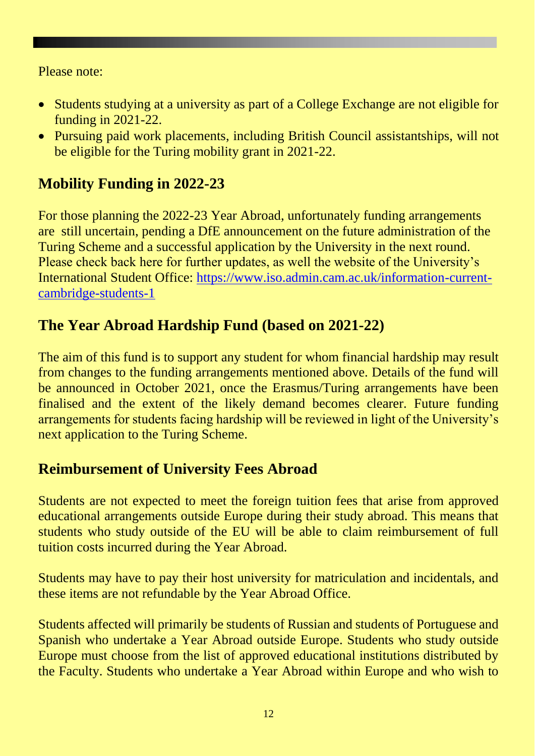Please note:

- Students studying at a university as part of a College Exchange are not eligible for funding in 2021-22.
- Pursuing paid work placements, including British Council assistantships, will not be eligible for the Turing mobility grant in 2021-22.

## Mobility Funding in 2022-23

For those planning the 2022-23 Year Abroad, unfortunately funding arrangements are still uncertain, pending a DfE announcement on the future administration of the Turing Scheme and a successful application by the University in the next round. Please check back here for further updates, as well the website of the University's International Student Office: [https://www.iso.admin.cam.ac.uk/information-current-cambridge-students-1](https://www.iso.admin.cam.ac.uk/information-current-cambridge-students-1)

## The Year Abroad Hardship Fund (based on 2021-22)

The aim of this fund is to support any student for whom financial hardship may result from changes to the funding arrangements mentioned above. Details of the fund will be announced in October 2021, once the Erasmus/Turing arrangements have been finalised and the extent of the likely demand becomes clearer. Future funding arrangements for students facing hardship will be reviewed in light of the University's next application to the Turing Scheme.

## Reimbursement of University Fees Abroad

Students are not expected to meet the foreign tuition fees that arise from approved educational arrangements outside Europe during their study abroad. This means that students who study outside of the EU will be able to claim reimbursement of full tuition costs incurred during the Year Abroad.

Students may have to pay their host university for matriculation and incidentals, and these items are not refundable by the Year Abroad Office.

Students affected will primarily be students of Russian and students of Portuguese and Spanish who undertake a Year Abroad outside Europe. Students who study outside Europe must choose from the list of approved educational institutions distributed by the Faculty. Students who undertake a Year Abroad within Europe and who wish to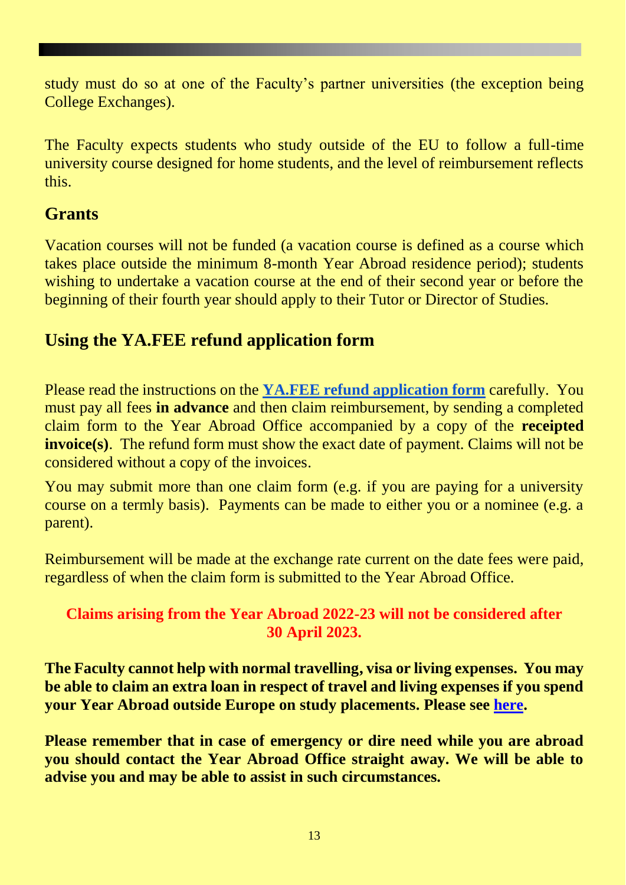study must do so at one of the Faculty's partner universities (the exception being College Exchanges).

The Faculty expects students who study outside of the EU to follow a full-time university course designed for home students, and the level of reimbursement reflects this.

## Grants

Vacation courses will not be funded (a vacation course is defined as a course which takes place outside the minimum 8-month Year Abroad residence period); students wishing to undertake a vacation course at the end of their second year or before the beginning of their fourth year should apply to their Tutor or Director of Studies.

## Using the YA.FEE refund application form

Please read the instructions on the **YA.FEE refund application form** carefully. You must pay all fees **in advance** and then claim reimbursement, by sending a completed claim form to the Year Abroad Office accompanied by a copy of the **receipted invoice(s)**. The refund form must show the exact date of payment. Claims will not be considered without a copy of the invoices.

You may submit more than one claim form (e.g. if you are paying for a university course on a termly basis). Payments can be made to either you or a nominee (e.g. a parent).

Reimbursement will be made at the exchange rate current on the date fees were paid, regardless of when the claim form is submitted to the Year Abroad Office.

**Claims arising from the Year Abroad 2022-23 will not be considered after 30 April 2023.**

**The Faculty cannot help with normal travelling, visa or living expenses. You may be able to claim an extra loan in respect of travel and living expenses if you spend your Year Abroad outside Europe on study placements. Please see here.**

**Please remember that in case of emergency or dire need while you are abroad you should contact the Year Abroad Office straight away. We will be able to advise you and may be able to assist in such circumstances.**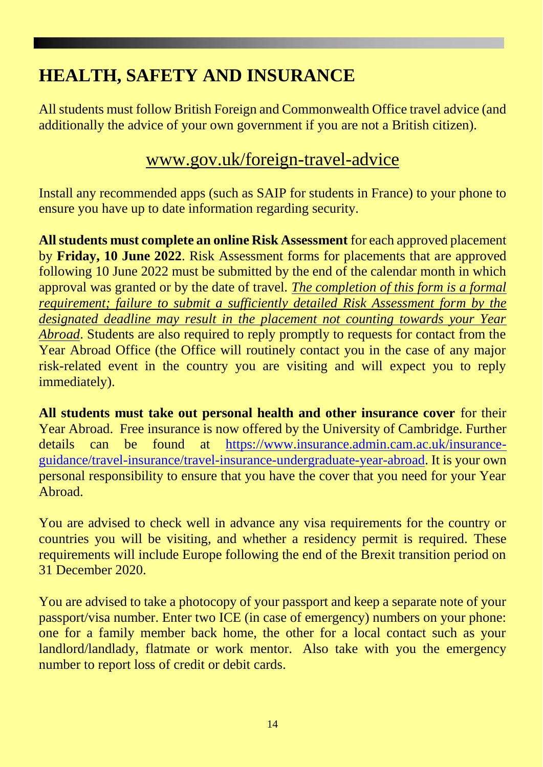# HEALTH, SAFETY AND INSURANCE

All students must follow British Foreign and Commonwealth Office travel advice (and additionally the advice of your own government if you are not a British citizen).

www.gov.uk/foreign-travel-advice

Install any recommended apps (such as SAIP for students in France) to your phone to ensure you have up to date information regarding security.

**All students must complete an online Risk Assessment** for each approved placement by **Friday, 10 June 2022**. Risk Assessment forms for placements that are approved following 10 June 2022 must be submitted by the end of the calendar month in which approval was granted or by the date of travel. *The completion of this form is a formal requirement; failure to submit a sufficiently detailed Risk Assessment form by the designated deadline may result in the placement not counting towards your Year Abroad*. Students are also required to reply promptly to requests for contact from the Year Abroad Office (the Office will routinely contact you in the case of any major risk-related event in the country you are visiting and will expect you to reply immediately).

**All students must take out personal health and other insurance cover** for their Year Abroad. Free insurance is now offered by the University of Cambridge. Further details can be found at https://www.insurance.admin.cam.ac.uk/insurance-guidance/travel-insurance/travel-insurance-undergraduate-year-abroad. It is your own personal responsibility to ensure that you have the cover that you need for your Year Abroad.

You are advised to check well in advance any visa requirements for the country or countries you will be visiting, and whether a residency permit is required. These requirements will include Europe following the end of the Brexit transition period on 31 December 2020.

You are advised to take a photocopy of your passport and keep a separate note of your passport/visa number. Enter two ICE (in case of emergency) numbers on your phone: one for a family member back home, the other for a local contact such as your landlord/landlady, flatmate or work mentor. Also take with you the emergency number to report loss of credit or debit cards.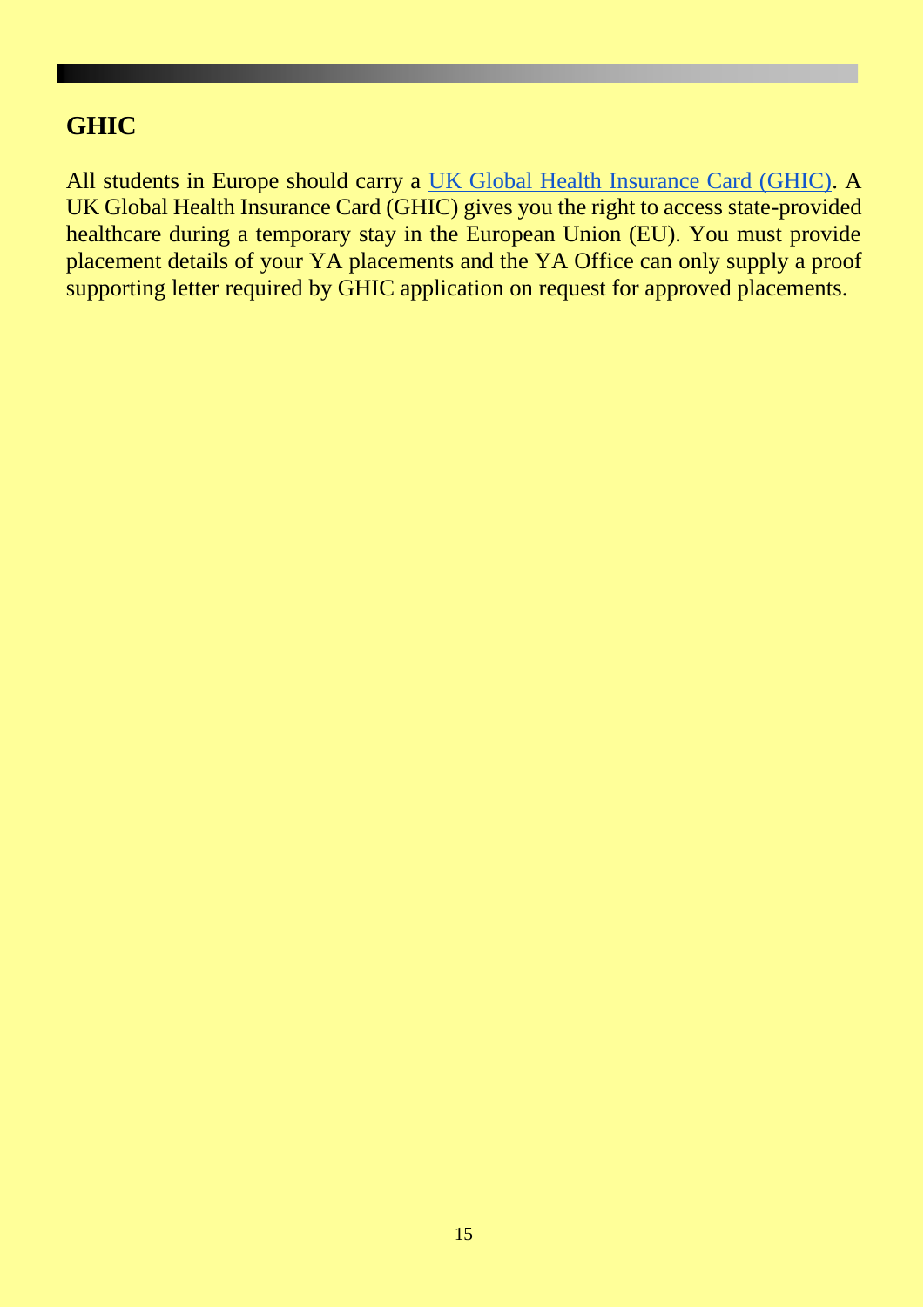## GHIC

All students in Europe should carry a UK Global Health Insurance Card (GHIC). A UK Global Health Insurance Card (GHIC) gives you the right to access state-provided healthcare during a temporary stay in the European Union (EU). You must provide placement details of your YA placements and the YA Office can only supply a proof supporting letter required by GHIC application on request for approved placements.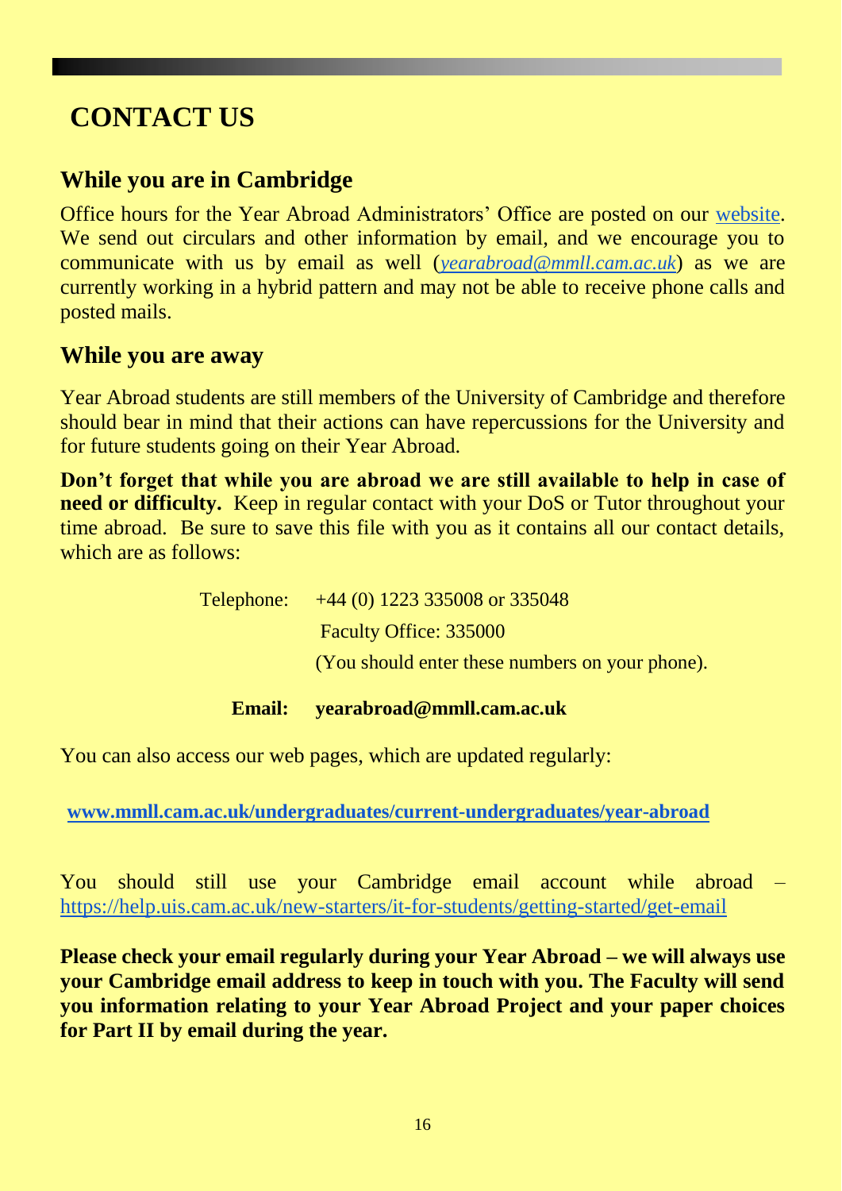# CONTACT US

## While you are in Cambridge

Office hours for the Year Abroad Administrators' Office are posted on our website. We send out circulars and other information by email, and we encourage you to communicate with us by email as well (*yearabroad@mmll.cam.ac.uk*) as we are currently working in a hybrid pattern and may not be able to receive phone calls and posted mails.

## While you are away

Year Abroad students are still members of the University of Cambridge and therefore should bear in mind that their actions can have repercussions for the University and for future students going on their Year Abroad.

**Don't forget that while you are abroad we are still available to help in case of need or difficulty.** Keep in regular contact with your DoS or Tutor throughout your time abroad. Be sure to save this file with you as it contains all our contact details, which are as follows:

Telephone: +44 (0) 1223 335008 or 335048
Faculty Office: 335000
(You should enter these numbers on your phone).

**Email: yearabroad@mmll.cam.ac.uk**

You can also access our web pages, which are updated regularly:

**www.mmll.cam.ac.uk/undergraduates/current-undergraduates/year-abroad**

You should still use your Cambridge email account while abroad – https://help.uis.cam.ac.uk/new-starters/it-for-students/getting-started/get-email

**Please check your email regularly during your Year Abroad – we will always use your Cambridge email address to keep in touch with you. The Faculty will send you information relating to your Year Abroad Project and your paper choices for Part II by email during the year.**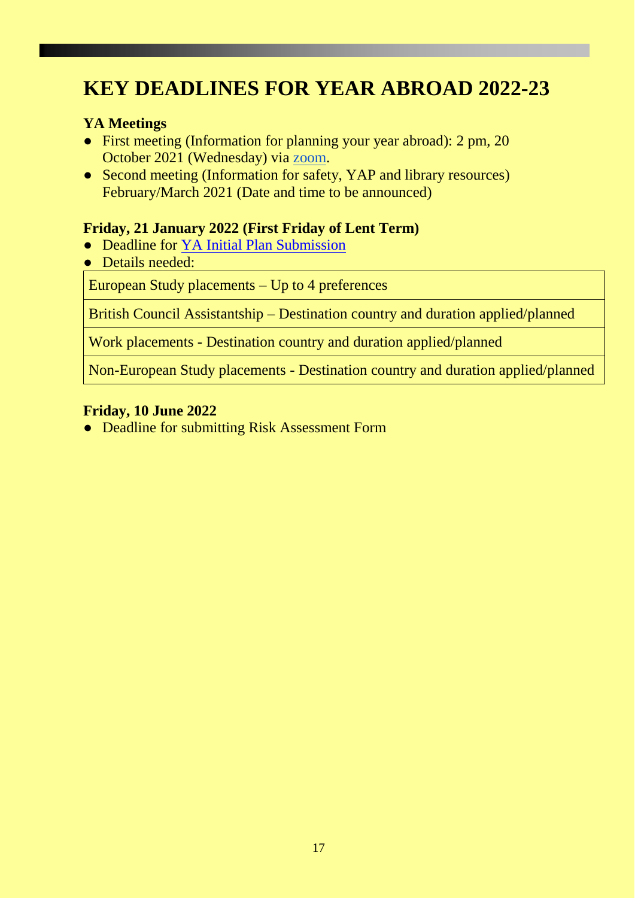# KEY DEADLINES FOR YEAR ABROAD 2022-23

**YA Meetings**

- First meeting (Information for planning your year abroad): 2 pm, 20 October 2021 (Wednesday) via zoom.
- Second meeting (Information for safety, YAP and library resources) February/March 2021 (Date and time to be announced)

**Friday, 21 January 2022 (First Friday of Lent Term)**

- Deadline for YA Initial Plan Submission
- Details needed:

| European Study placements – Up to 4 preferences |
|---|
| British Council Assistantship – Destination country and duration applied/planned |
| Work placements - Destination country and duration applied/planned |
| Non-European Study placements - Destination country and duration applied/planned |

**Friday, 10 June 2022**

- Deadline for submitting Risk Assessment Form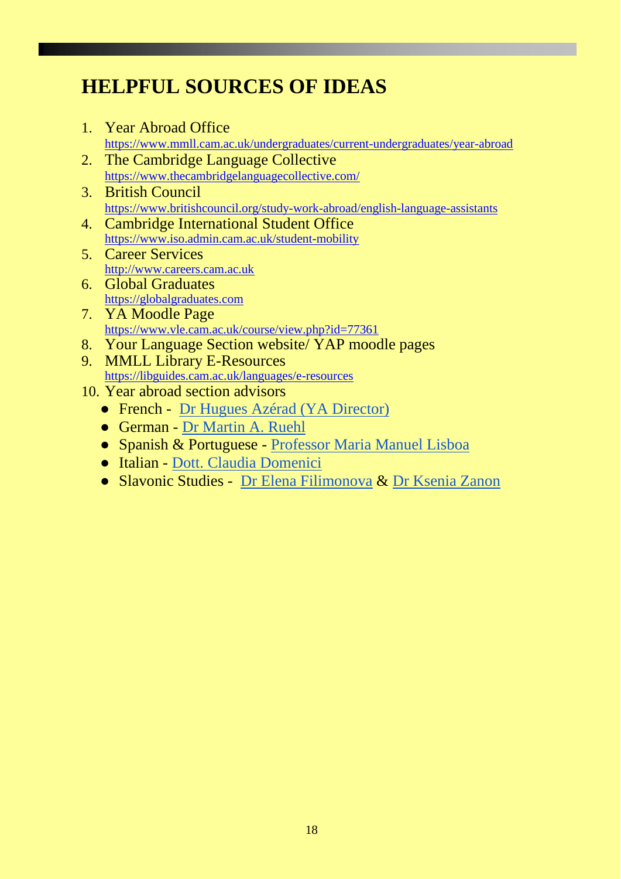# HELPFUL SOURCES OF IDEAS

1. Year Abroad Office
   https://www.mmll.cam.ac.uk/undergraduates/current-undergraduates/year-abroad
2. The Cambridge Language Collective
   https://www.thecambridgelanguagecollective.com/
3. British Council
   https://www.britishcouncil.org/study-work-abroad/english-language-assistants
4. Cambridge International Student Office
   https://www.iso.admin.cam.ac.uk/student-mobility
5. Career Services
   http://www.careers.cam.ac.uk
6. Global Graduates
   https://globalgraduates.com
7. YA Moodle Page
   https://www.vle.cam.ac.uk/course/view.php?id=77361
8. Your Language Section website/ YAP moodle pages
9. MMLL Library E-Resources
   https://libguides.cam.ac.uk/languages/e-resources
10. Year abroad section advisors
    - French - Dr Hugues Azérad (YA Director)
    - German - Dr Martin A. Ruehl
    - Spanish & Portuguese - Professor Maria Manuel Lisboa
    - Italian - Dott. Claudia Domenici
    - Slavonic Studies - Dr Elena Filimonova & Dr Ksenia Zanon